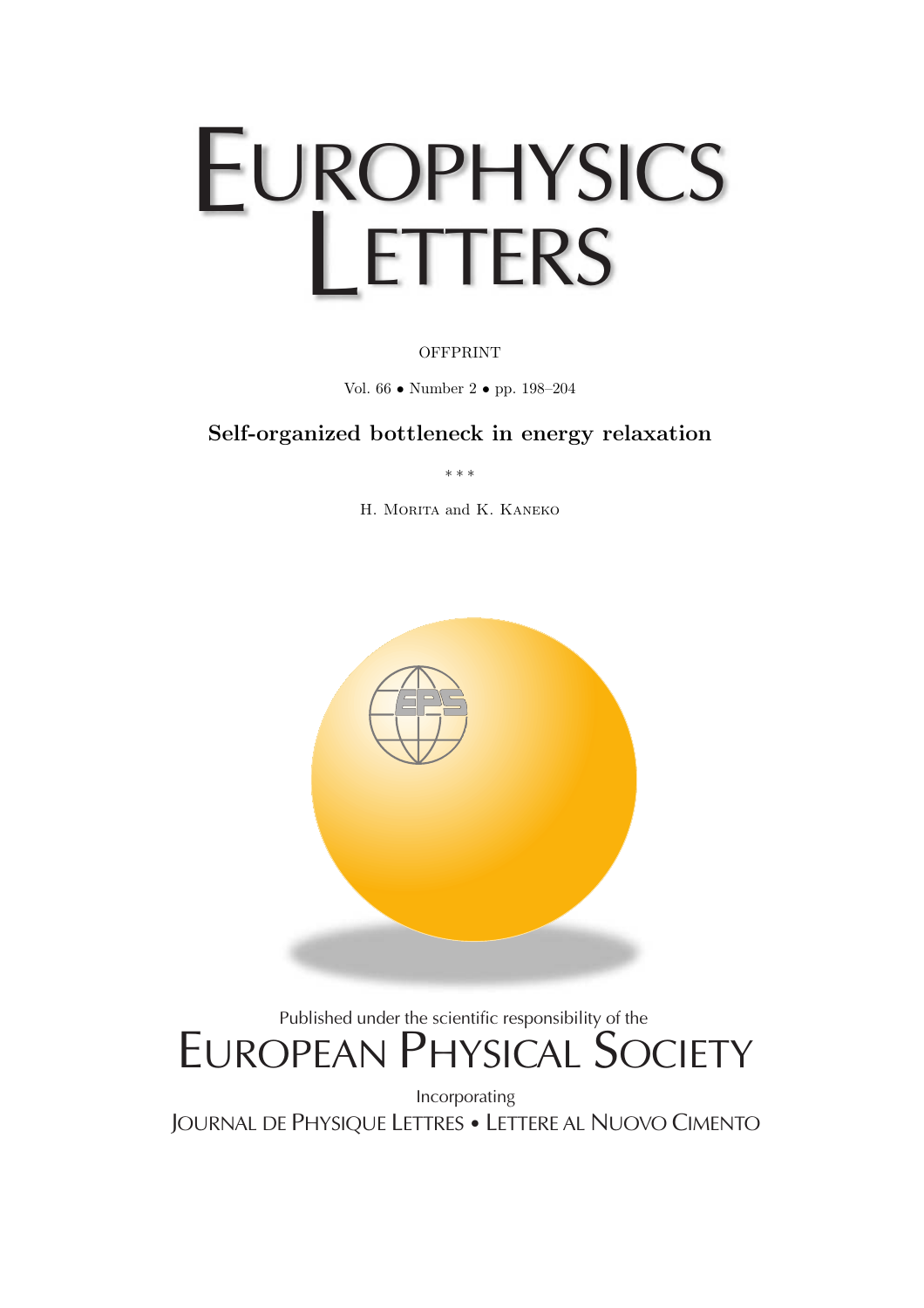# EUROPHYSICS LETTERS

OFFPRINT

Vol. 66 • Number 2 • pp. 198–204

## Self-organized bottleneck in energy relaxation

\* \* \*

H. Morita and K. Kaneko

Published under the scientific responsibility of the

EUROPEAN PHYSICAL SOCIETY

Incorporating

JOURNAL DE PHYSIQUE LETTRES • LETTERE AL NUOVO CIMENTO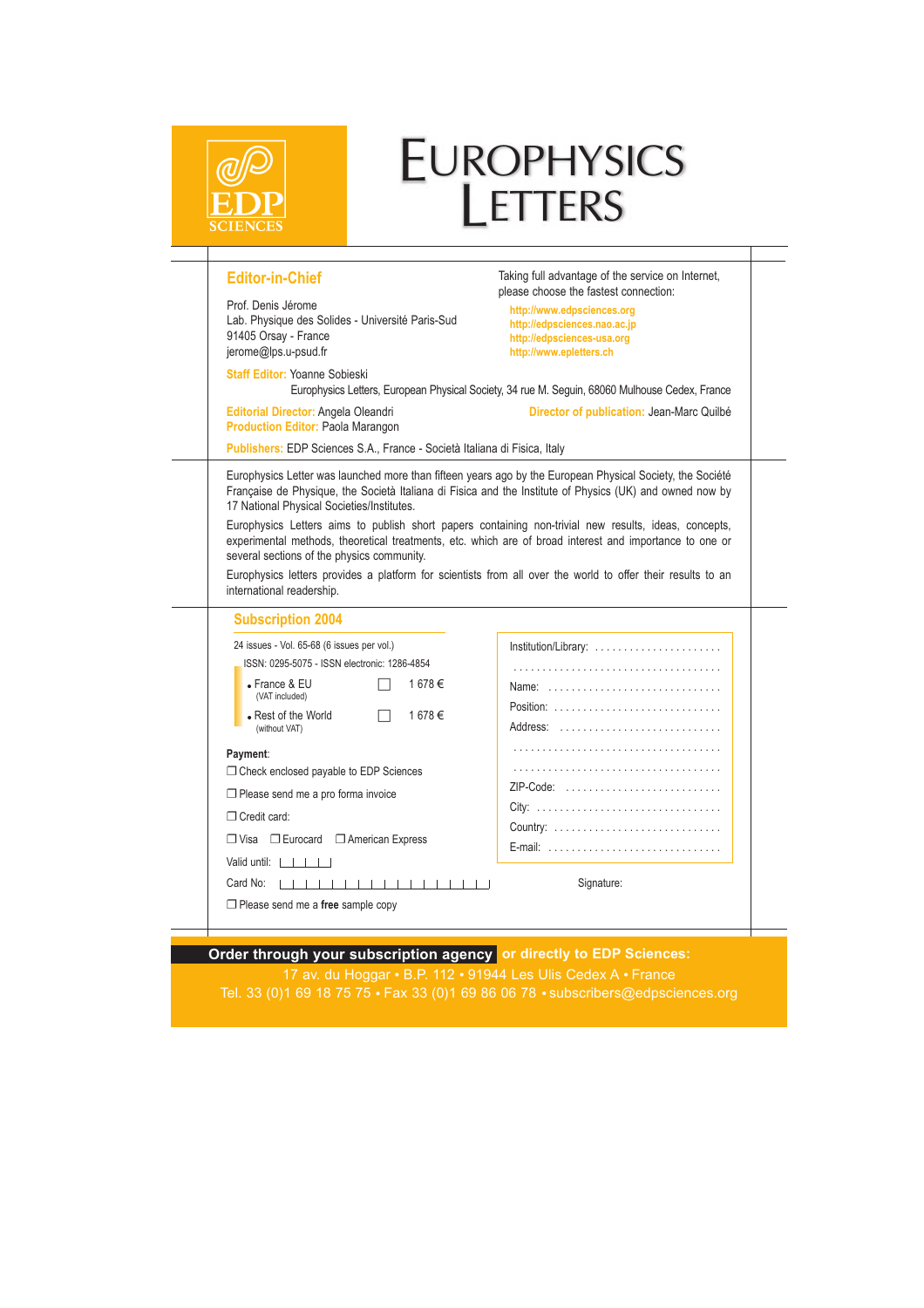EDP SCIENCES

# EUROPHYSICS LETTERS

## Editor-in-Chief

Prof. Denis Jérome
Lab. Physique des Solides - Université Paris-Sud
91405 Orsay - France
jerome@lps.u-psud.fr

Taking full advantage of the service on Internet, please choose the fastest connection:

http://www.edpsciences.org
http://edpsciences.nao.ac.jp
http://edpsciences-usa.org
http://www.epletters.ch

**Staff Editor:** Yoanne Sobieski
Europhysics Letters, European Physical Society, 34 rue M. Seguin, 68060 Mulhouse Cedex, France

**Editorial Director:** Angela Oleandri
**Director of publication:** Jean-Marc Quilbé
**Production Editor:** Paola Marangon

**Publishers:** EDP Sciences S.A., France - Società Italiana di Fisica, Italy

Europhysics Letter was launched more than fifteen years ago by the European Physical Society, the Société Française de Physique, the Società Italiana di Fisica and the Institute of Physics (UK) and owned now by 17 National Physical Societies/Institutes.

Europhysics Letters aims to publish short papers containing non-trivial new results, ideas, concepts, experimental methods, theoretical treatments, etc. which are of broad interest and importance to one or several sections of the physics community.

Europhysics letters provides a platform for scientists from all over the world to offer their results to an international readership.

## Subscription 2004

24 issues - Vol. 65-68 (6 issues per vol.)
ISSN: 0295-5075 - ISSN electronic: 1286-4854

- France & EU (VAT included) ☐ 1 678 €
- Rest of the World (without VAT) ☐ 1 678 €

**Payment**:

☐ Check enclosed payable to EDP Sciences

☐ Please send me a pro forma invoice

☐ Credit card:

☐ Visa ☐ Eurocard ☐ American Express

Valid until: |_|_|_|_|

Card No: |_|_|_|_|_|_|_|_|_|_|_|_|_|_|_|_|_|

☐ Please send me a **free** sample copy

Institution/Library: ......................
......................................
Name: ......................
Position: ......................
Address: ......................
......................................
......................................
ZIP-Code: ......................
City: ......................
Country: ......................
E-mail: ......................

Signature:

**Order through your subscription agency or directly to EDP Sciences:**
17 av. du Hoggar • B.P. 112 • 91944 Les Ulis Cedex A • France
Tel. 33 (0)1 69 18 75 75 • Fax 33 (0)1 69 86 06 78 • subscribers@edpsciences.org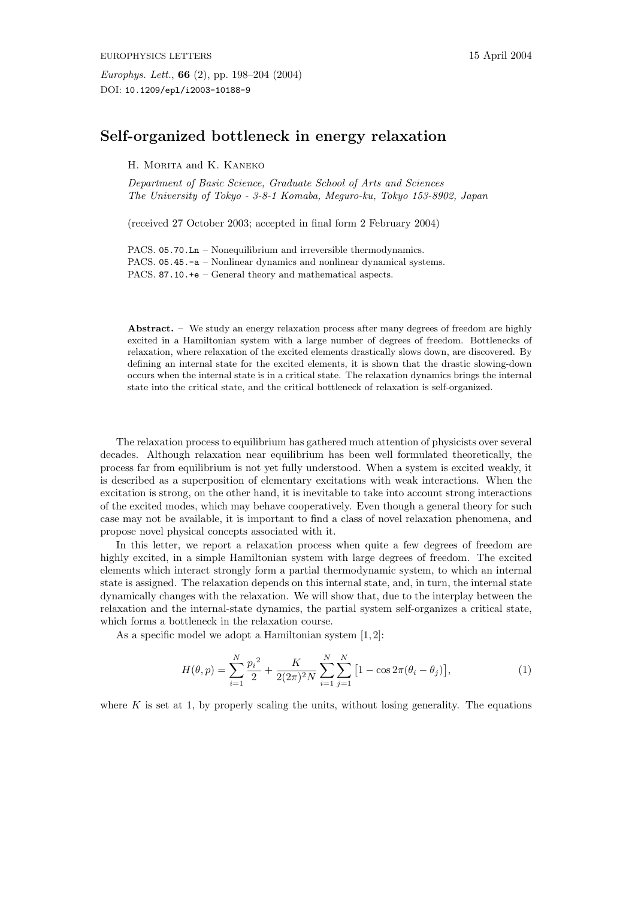EUROPHYSICS LETTERS 15 April 2004

*Europhys. Lett.*, **66** (2), pp. 198–204 (2004)
DOI: 10.1209/epl/i2003-10188-9

# Self-organized bottleneck in energy relaxation

H. Morita and K. Kaneko

*Department of Basic Science, Graduate School of Arts and Sciences*
*The University of Tokyo - 3-8-1 Komaba, Meguro-ku, Tokyo 153-8902, Japan*

(received 27 October 2003; accepted in final form 2 February 2004)

PACS. 05.70.Ln – Nonequilibrium and irreversible thermodynamics.
PACS. 05.45.-a – Nonlinear dynamics and nonlinear dynamical systems.
PACS. 87.10.+e – General theory and mathematical aspects.

**Abstract.** – We study an energy relaxation process after many degrees of freedom are highly excited in a Hamiltonian system with a large number of degrees of freedom. Bottlenecks of relaxation, where relaxation of the excited elements drastically slows down, are discovered. By defining an internal state for the excited elements, it is shown that the drastic slowing-down occurs when the internal state is in a critical state. The relaxation dynamics brings the internal state into the critical state, and the critical bottleneck of relaxation is self-organized.

The relaxation process to equilibrium has gathered much attention of physicists over several decades. Although relaxation near equilibrium has been well formulated theoretically, the process far from equilibrium is not yet fully understood. When a system is excited weakly, it is described as a superposition of elementary excitations with weak interactions. When the excitation is strong, on the other hand, it is inevitable to take into account strong interactions of the excited modes, which may behave cooperatively. Even though a general theory for such case may not be available, it is important to find a class of novel relaxation phenomena, and propose novel physical concepts associated with it.

In this letter, we report a relaxation process when quite a few degrees of freedom are highly excited, in a simple Hamiltonian system with large degrees of freedom. The excited elements which interact strongly form a partial thermodynamic system, to which an internal state is assigned. The relaxation depends on this internal state, and, in turn, the internal state dynamically changes with the relaxation. We will show that, due to the interplay between the relaxation and the internal-state dynamics, the partial system self-organizes a critical state, which forms a bottleneck in the relaxation course.

As a specific model we adopt a Hamiltonian system [1,2]:

$$H(\theta, p) = \sum_{i=1}^{N} \frac{{p_i}^2}{2} + \frac{K}{2(2\pi)^2 N} \sum_{i=1}^{N} \sum_{j=1}^{N} \left[1 - \cos 2\pi(\theta_i - \theta_j)\right], \tag{1}$$

where $K$ is set at 1, by properly scaling the units, without losing generality. The equations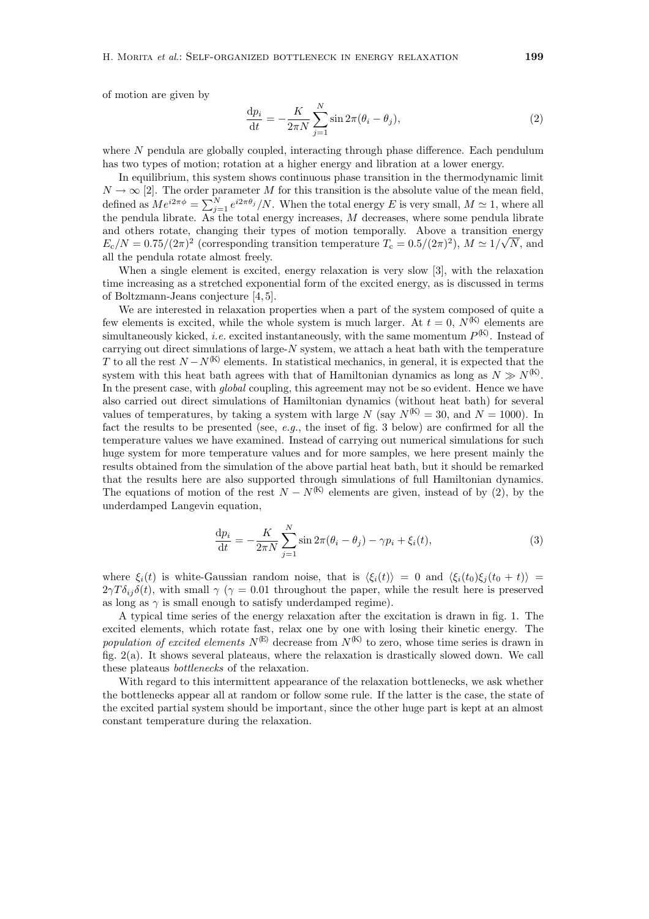of motion are given by

$$\frac{\mathrm{d}p_i}{\mathrm{d}t} = -\frac{K}{2\pi N}\sum_{j=1}^{N}\sin 2\pi(\theta_i - \theta_j), \tag{2}$$

where $N$ pendula are globally coupled, interacting through phase difference. Each pendulum has two types of motion; rotation at a higher energy and libration at a lower energy.

In equilibrium, this system shows continuous phase transition in the thermodynamic limit $N \to \infty$ [2]. The order parameter $M$ for this transition is the absolute value of the mean field, defined as $Me^{i2\pi\phi} = \sum_{j=1}^{N} e^{i2\pi\theta_j}/N$. When the total energy $E$ is very small, $M \simeq 1$, where all the pendula librate. As the total energy increases, $M$ decreases, where some pendula librate and others rotate, changing their types of motion temporally. Above a transition energy $E_c/N = 0.75/(2\pi)^2$ (corresponding transition temperature $T_c = 0.5/(2\pi)^2$), $M \simeq 1/\sqrt{N}$, and all the pendula rotate almost freely.

When a single element is excited, energy relaxation is very slow [3], with the relaxation time increasing as a stretched exponential form of the excited energy, as is discussed in terms of Boltzmann-Jeans conjecture [4, 5].

We are interested in relaxation properties when a part of the system composed of quite a few elements is excited, while the whole system is much larger. At $t = 0$, $N^{(K)}$ elements are simultaneously kicked, *i.e.* excited instantaneously, with the same momentum $P^{(K)}$. Instead of carrying out direct simulations of large-$N$ system, we attach a heat bath with the temperature $T$ to all the rest $N - N^{(K)}$ elements. In statistical mechanics, in general, it is expected that the system with this heat bath agrees with that of Hamiltonian dynamics as long as $N \gg N^{(K)}$. In the present case, with *global* coupling, this agreement may not be so evident. Hence we have also carried out direct simulations of Hamiltonian dynamics (without heat bath) for several values of temperatures, by taking a system with large $N$ (say $N^{(K)} = 30$, and $N = 1000$). In fact the results to be presented (see, *e.g.*, the inset of fig. 3 below) are confirmed for all the temperature values we have examined. Instead of carrying out numerical simulations for such huge system for more temperature values and for more samples, we here present mainly the results obtained from the simulation of the above partial heat bath, but it should be remarked that the results here are also supported through simulations of full Hamiltonian dynamics. The equations of motion of the rest $N - N^{(K)}$ elements are given, instead of by (2), by the underdamped Langevin equation,

$$\frac{\mathrm{d}p_i}{\mathrm{d}t} = -\frac{K}{2\pi N}\sum_{j=1}^{N}\sin 2\pi(\theta_i - \theta_j) - \gamma p_i + \xi_i(t), \tag{3}$$

where $\xi_i(t)$ is white-Gaussian random noise, that is $\langle \xi_i(t)\rangle = 0$ and $\langle \xi_i(t_0)\xi_j(t_0 + t)\rangle = 2\gamma T \delta_{ij}\delta(t)$, with small $\gamma$ ($\gamma = 0.01$ throughout the paper, while the result here is preserved as long as $\gamma$ is small enough to satisfy underdamped regime).

A typical time series of the energy relaxation after the excitation is drawn in fig. 1. The excited elements, which rotate fast, relax one by one with losing their kinetic energy. The *population of excited elements* $N^{(E)}$ decrease from $N^{(K)}$ to zero, whose time series is drawn in fig. 2(a). It shows several plateaus, where the relaxation is drastically slowed down. We call these plateaus *bottlenecks* of the relaxation.

With regard to this intermittent appearance of the relaxation bottlenecks, we ask whether the bottlenecks appear all at random or follow some rule. If the latter is the case, the state of the excited partial system should be important, since the other huge part is kept at an almost constant temperature during the relaxation.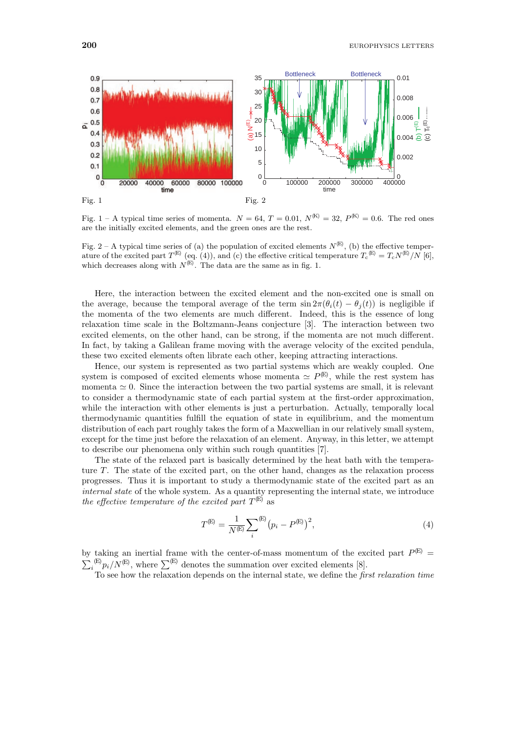Fig. 1

Fig. 2

Fig. 1 – A typical time series of momenta. $N = 64$, $T = 0.01$, $N^{(\mathrm{K})} = 32$, $P^{(\mathrm{K})} = 0.6$. The red ones are the initially excited elements, and the green ones are the rest.

Fig. 2 – A typical time series of (a) the population of excited elements $N^{(\mathrm{E})}$, (b) the effective temperature of the excited part $T^{(\mathrm{E})}$ (eq. (4)), and (c) the effective critical temperature $T_c^{(\mathrm{E})} = T_c N^{(\mathrm{E})}/N$ [6], which decreases along with $N^{(\mathrm{E})}$. The data are the same as in fig. 1.

Here, the interaction between the excited element and the non-excited one is small on the average, because the temporal average of the term $\sin 2\pi(\theta_i(t) - \theta_j(t))$ is negligible if the momenta of the two elements are much different. Indeed, this is the essence of long relaxation time scale in the Boltzmann-Jeans conjecture [3]. The interaction between two excited elements, on the other hand, can be strong, if the momenta are not much different. In fact, by taking a Galilean frame moving with the average velocity of the excited pendula, these two excited elements often librate each other, keeping attracting interactions.

Hence, our system is represented as two partial systems which are weakly coupled. One system is composed of excited elements whose momenta $\simeq P^{(\mathrm{E})}$, while the rest system has momenta $\simeq 0$. Since the interaction between the two partial systems are small, it is relevant to consider a thermodynamic state of each partial system at the first-order approximation, while the interaction with other elements is just a perturbation. Actually, temporally local thermodynamic quantities fulfill the equation of state in equilibrium, and the momentum distribution of each part roughly takes the form of a Maxwellian in our relatively small system, except for the time just before the relaxation of an element. Anyway, in this letter, we attempt to describe our phenomena only within such rough quantities [7].

The state of the relaxed part is basically determined by the heat bath with the temperature $T$. The state of the excited part, on the other hand, changes as the relaxation process progresses. Thus it is important to study a thermodynamic state of the excited part as an *internal state* of the whole system. As a quantity representing the internal state, we introduce *the effective temperature of the excited part* $T^{(\mathrm{E})}$ as

$$T^{(\mathrm{E})} = \frac{1}{N^{(\mathrm{E})}} \sum_i^{(\mathrm{E})} \left(p_i - P^{(\mathrm{E})}\right)^2, \tag{4}$$

by taking an inertial frame with the center-of-mass momentum of the excited part $P^{(\mathrm{E})} = \sum_i^{(\mathrm{E})} p_i / N^{(\mathrm{E})}$, where $\sum^{(\mathrm{E})}$ denotes the summation over excited elements [8].

To see how the relaxation depends on the internal state, we define the *first relaxation time*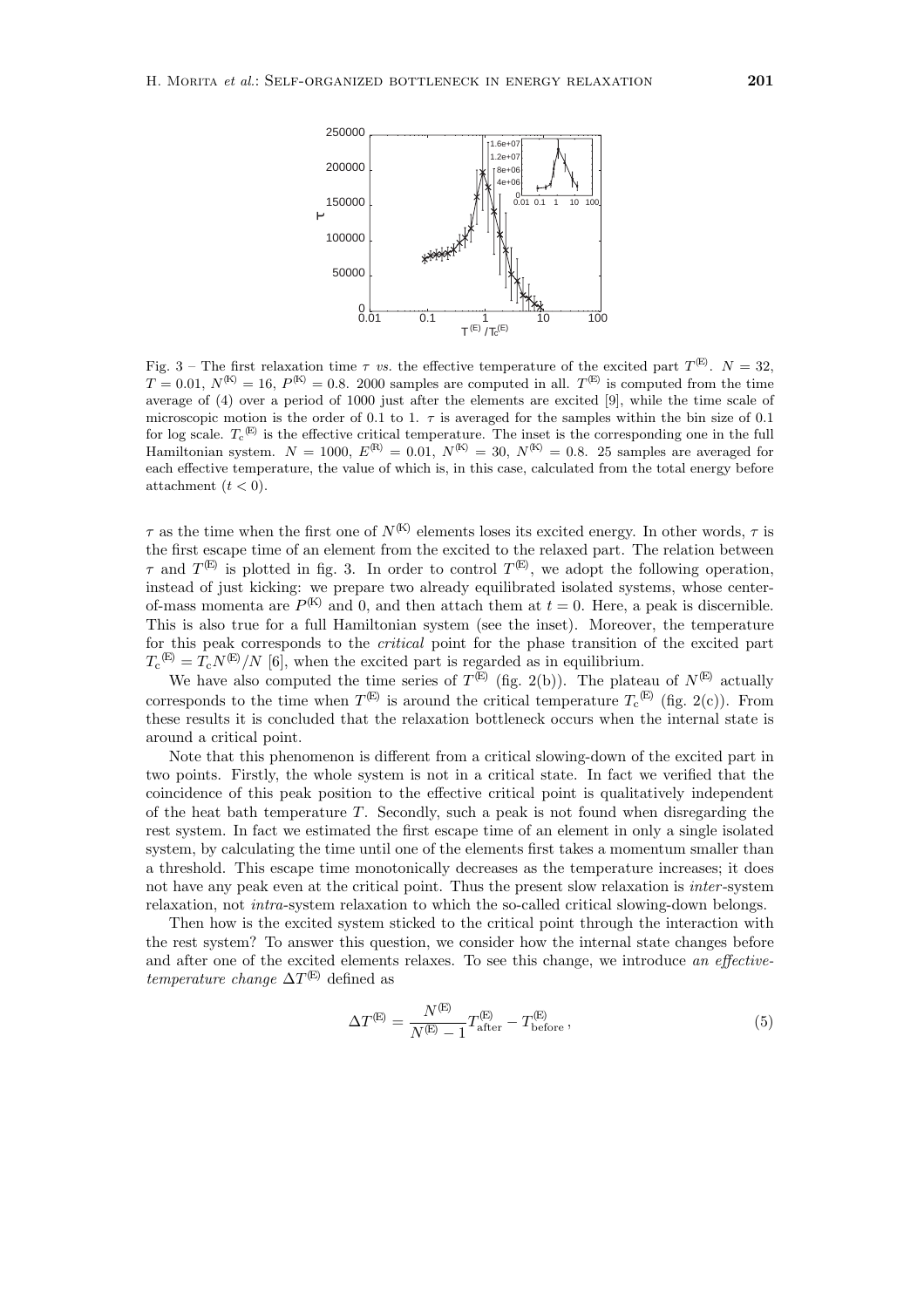Fig. 3 – The first relaxation time $\tau$ *vs.* the effective temperature of the excited part $T^{(E)}$. $N = 32$, $T = 0.01$, $N^{(K)} = 16$, $P^{(K)} = 0.8$. 2000 samples are computed in all. $T^{(E)}$ is computed from the time average of (4) over a period of 1000 just after the elements are excited [9], while the time scale of microscopic motion is the order of 0.1 to 1. $\tau$ is averaged for the samples within the bin size of 0.1 for log scale. ${T_c}^{(E)}$ is the effective critical temperature. The inset is the corresponding one in the full Hamiltonian system. $N = 1000$, $E^{(R)} = 0.01$, $N^{(K)} = 30$, $N^{(K)} = 0.8$. 25 samples are averaged for each effective temperature, the value of which is, in this case, calculated from the total energy before attachment ($t < 0$).

$\tau$ as the time when the first one of $N^{(K)}$ elements loses its excited energy. In other words, $\tau$ is the first escape time of an element from the excited to the relaxed part. The relation between $\tau$ and $T^{(E)}$ is plotted in fig. 3. In order to control $T^{(E)}$, we adopt the following operation, instead of just kicking: we prepare two already equilibrated isolated systems, whose center-of-mass momenta are $P^{(K)}$ and 0, and then attach them at $t = 0$. Here, a peak is discernible. This is also true for a full Hamiltonian system (see the inset). Moreover, the temperature for this peak corresponds to the *critical* point for the phase transition of the excited part ${T_c}^{(E)} = T_c N^{(E)}/N$ [6], when the excited part is regarded as in equilibrium.

We have also computed the time series of $T^{(E)}$ (fig. 2(b)). The plateau of $N^{(E)}$ actually corresponds to the time when $T^{(E)}$ is around the critical temperature ${T_c}^{(E)}$ (fig. 2(c)). From these results it is concluded that the relaxation bottleneck occurs when the internal state is around a critical point.

Note that this phenomenon is different from a critical slowing-down of the excited part in two points. Firstly, the whole system is not in a critical state. In fact we verified that the coincidence of this peak position to the effective critical point is qualitatively independent of the heat bath temperature $T$. Secondly, such a peak is not found when disregarding the rest system. In fact we estimated the first escape time of an element in only a single isolated system, by calculating the time until one of the elements first takes a momentum smaller than a threshold. This escape time monotonically decreases as the temperature increases; it does not have any peak even at the critical point. Thus the present slow relaxation is *inter*-system relaxation, not *intra*-system relaxation to which the so-called critical slowing-down belongs.

Then how is the excited system sticked to the critical point through the interaction with the rest system? To answer this question, we consider how the internal state changes before and after one of the excited elements relaxes. To see this change, we introduce *an effective-temperature change* $\Delta T^{(E)}$ defined as

$$\Delta T^{(E)} = \frac{N^{(E)}}{N^{(E)} - 1} T^{(E)}_{\text{after}} - T^{(E)}_{\text{before}}\,, \tag{5}$$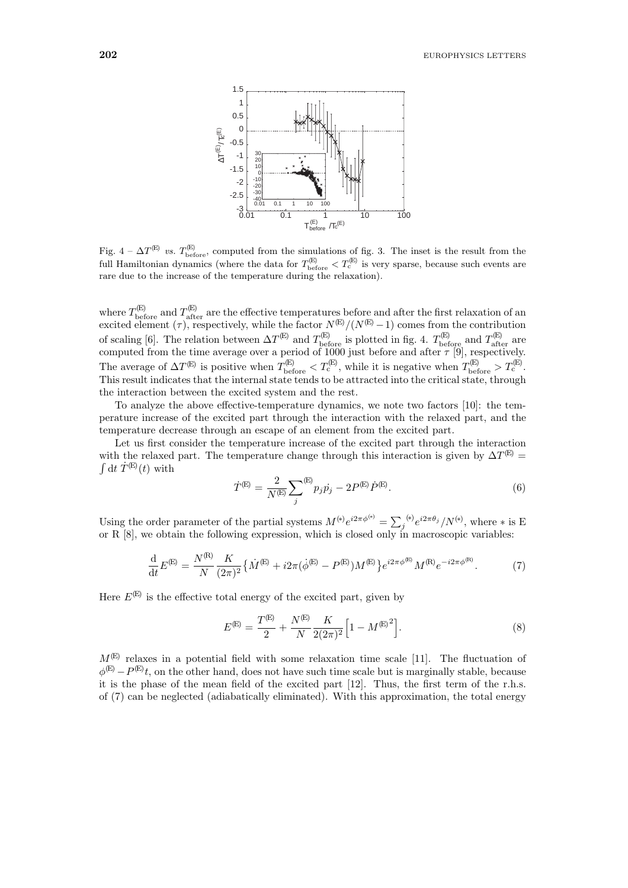Fig. 4 – $\Delta T^{(E)}$ *vs.* $T^{(E)}_{\rm before}$, computed from the simulations of fig. 3. The inset is the result from the full Hamiltonian dynamics (where the data for $T^{(E)}_{\rm before} < T^{(E)}_{\rm c}$ is very sparse, because such events are rare due to the increase of the temperature during the relaxation).

where $T^{(E)}_{\rm before}$ and $T^{(E)}_{\rm after}$ are the effective temperatures before and after the first relaxation of an excited element ($\tau$), respectively, while the factor $N^{(E)}/(N^{(E)}-1)$ comes from the contribution of scaling [6]. The relation between $\Delta T^{(E)}$ and $T^{(E)}_{\rm before}$ is plotted in fig. 4. $T^{(E)}_{\rm before}$ and $T^{(E)}_{\rm after}$ are computed from the time average over a period of 1000 just before and after $\tau$ [9], respectively. The average of $\Delta T^{(E)}$ is positive when $T^{(E)}_{\rm before} < T^{(E)}_{\rm c}$, while it is negative when $T^{(E)}_{\rm before} > T^{(E)}_{\rm c}$. This result indicates that the internal state tends to be attracted into the critical state, through the interaction between the excited system and the rest.

To analyze the above effective-temperature dynamics, we note two factors [10]: the temperature increase of the excited part through the interaction with the relaxed part, and the temperature decrease through an escape of an element from the excited part.

Let us first consider the temperature increase of the excited part through the interaction with the relaxed part. The temperature change through this interaction is given by $\Delta T^{(E)} = \int {\rm d}t\, \dot{T}^{(E)}(t)$ with

$$\dot{T}^{(E)} = \frac{2}{N^{(E)}} \sum_j^{(E)} p_j \dot{p_j} - 2P^{(E)}\dot{P}^{(E)}. \tag{6}$$

Using the order parameter of the partial systems $M^{(*)}e^{i2\pi\phi^{(*)}} = \sum_j^{(*)} e^{i2\pi\theta_j}/N^{(*)}$, where $*$ is E or R [8], we obtain the following expression, which is closed only in macroscopic variables:

$$\frac{\rm d}{{\rm d}t}E^{(E)} = \frac{N^{(R)}}{N}\frac{K}{(2\pi)^2}\left\{\dot{M}^{(E)} + i2\pi(\dot{\phi}^{(E)} - P^{(E)})M^{(E)}\right\}e^{i2\pi\phi^{(E)}}M^{(R)}e^{-i2\pi\phi^{(R)}}. \tag{7}$$

Here $E^{(E)}$ is the effective total energy of the excited part, given by

$$E^{(E)} = \frac{T^{(E)}}{2} + \frac{N^{(E)}}{N}\frac{K}{2(2\pi)^2}\left[1 - {M^{(E)}}^2\right]. \tag{8}$$

$M^{(E)}$ relaxes in a potential field with some relaxation time scale [11]. The fluctuation of $\phi^{(E)} - P^{(E)}t$, on the other hand, does not have such time scale but is marginally stable, because it is the phase of the mean field of the excited part [12]. Thus, the first term of the r.h.s. of (7) can be neglected (adiabatically eliminated). With this approximation, the total energy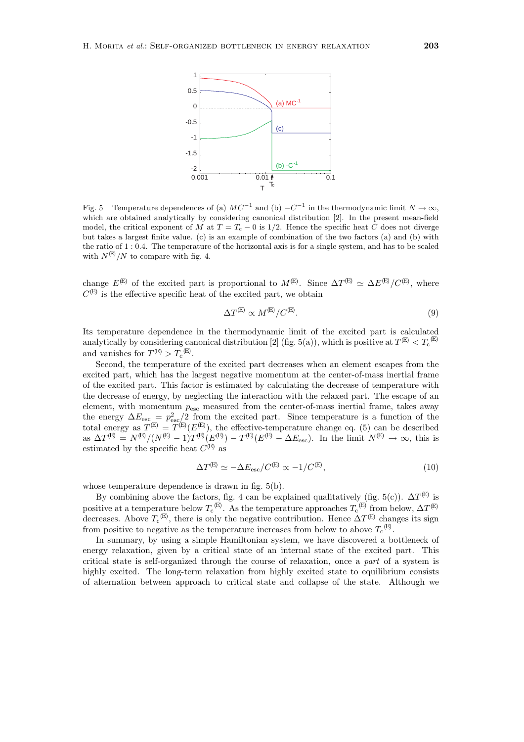Fig. 5 – Temperature dependences of (a) $MC^{-1}$ and (b) $-C^{-1}$ in the thermodynamic limit $N \to \infty$, which are obtained analytically by considering canonical distribution [2]. In the present mean-field model, the critical exponent of $M$ at $T = T_c - 0$ is 1/2. Hence the specific heat $C$ does not diverge but takes a largest finite value. (c) is an example of combination of the two factors (a) and (b) with the ratio of $1 : 0.4$. The temperature of the horizontal axis is for a single system, and has to be scaled with $N^{(E)}/N$ to compare with fig. 4.

change $E^{(E)}$ of the excited part is proportional to $M^{(E)}$. Since $\Delta T^{(E)} \simeq \Delta E^{(E)}/C^{(E)}$, where $C^{(E)}$ is the effective specific heat of the excited part, we obtain

$$\Delta T^{(E)} \propto M^{(E)}/C^{(E)}. \tag{9}$$

Its temperature dependence in the thermodynamic limit of the excited part is calculated analytically by considering canonical distribution [2] (fig. 5(a)), which is positive at $T^{(E)} < T_c{}^{(E)}$ and vanishes for $T^{(E)} > T_c{}^{(E)}$.

Second, the temperature of the excited part decreases when an element escapes from the excited part, which has the largest negative momentum at the center-of-mass inertial frame of the excited part. This factor is estimated by calculating the decrease of temperature with the decrease of energy, by neglecting the interaction with the relaxed part. The escape of an element, with momentum $p_{\rm esc}$ measured from the center-of-mass inertial frame, takes away the energy $\Delta E_{\rm esc} = p_{\rm esc}^2/2$ from the excited part. Since temperature is a function of the total energy as $T^{(E)} = T^{(E)}(E^{(E)})$, the effective-temperature change eq. (5) can be described as $\Delta T^{(E)} = N^{(E)}/(N^{(E)} - 1)T^{(E)}(E^{(E)}) - T^{(E)}(E^{(E)} - \Delta E_{\rm esc})$. In the limit $N^{(E)} \to \infty$, this is estimated by the specific heat $C^{(E)}$ as

$$\Delta T^{(E)} \simeq -\Delta E_{\rm esc}/C^{(E)} \propto -1/C^{(E)}, \tag{10}$$

whose temperature dependence is drawn in fig. 5(b).

By combining above the factors, fig. 4 can be explained qualitatively (fig. 5(c)). $\Delta T^{(E)}$ is positive at a temperature below $T_c{}^{(E)}$. As the temperature approaches $T_c{}^{(E)}$ from below, $\Delta T^{(E)}$ decreases. Above $T_c{}^{(E)}$, there is only the negative contribution. Hence $\Delta T^{(E)}$ changes its sign from positive to negative as the temperature increases from below to above $T_c{}^{(E)}$.

In summary, by using a simple Hamiltonian system, we have discovered a bottleneck of energy relaxation, given by a critical state of an internal state of the excited part. This critical state is self-organized through the course of relaxation, once a *part* of a system is highly excited. The long-term relaxation from highly excited state to equilibrium consists of alternation between approach to critical state and collapse of the state. Although we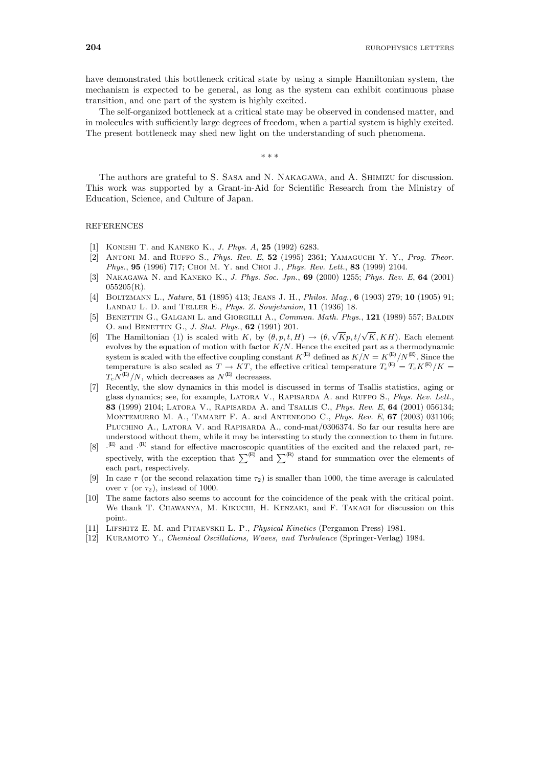have demonstrated this bottleneck critical state by using a simple Hamiltonian system, the mechanism is expected to be general, as long as the system can exhibit continuous phase transition, and one part of the system is highly excited.

The self-organized bottleneck at a critical state may be observed in condensed matter, and in molecules with sufficiently large degrees of freedom, when a partial system is highly excited. The present bottleneck may shed new light on the understanding of such phenomena.

\* \* \*

The authors are grateful to S. Sasa and N. Nakagawa, and A. Shimizu for discussion. This work was supported by a Grant-in-Aid for Scientific Research from the Ministry of Education, Science, and Culture of Japan.

REFERENCES

[1] Konishi T. and Kaneko K., *J. Phys. A*, **25** (1992) 6283.

[2] Antoni M. and Ruffo S., *Phys. Rev. E*, **52** (1995) 2361; Yamaguchi Y. Y., *Prog. Theor. Phys.*, **95** (1996) 717; Choi M. Y. and Choi J., *Phys. Rev. Lett.*, **83** (1999) 2104.

[3] Nakagawa N. and Kaneko K., *J. Phys. Soc. Jpn.*, **69** (2000) 1255; *Phys. Rev. E*, **64** (2001) 055205(R).

[4] Boltzmann L., *Nature*, **51** (1895) 413; Jeans J. H., *Philos. Mag.*, **6** (1903) 279; **10** (1905) 91; Landau L. D. and Teller E., *Phys. Z. Sowjetunion*, **11** (1936) 18.

[5] Benettin G., Galgani L. and Giorgilli A., *Commun. Math. Phys.*, **121** (1989) 557; Baldin O. and Benettin G., *J. Stat. Phys.*, **62** (1991) 201.

[6] The Hamiltonian (1) is scaled with $K$, by $(\theta, p, t, H) \rightarrow (\theta, \sqrt{K}p, t/\sqrt{K}, KH)$. Each element evolves by the equation of motion with factor $K/N$. Hence the excited part as a thermodynamic system is scaled with the effective coupling constant $K^{(E)}$ defined as $K/N = K^{(E)}/N^{(E)}$. Since the temperature is also scaled as $T \rightarrow KT$, the effective critical temperature $T_c{}^{(E)} = T_c K^{(E)}/K = T_c N^{(E)}/N$, which decreases as $N^{(E)}$ decreases.

[7] Recently, the slow dynamics in this model is discussed in terms of Tsallis statistics, aging or glass dynamics; see, for example, Latora V., Rapisarda A. and Ruffo S., *Phys. Rev. Lett.*, **83** (1999) 2104; Latora V., Rapisarda A. and Tsallis C., *Phys. Rev. E*, **64** (2001) 056134; Montemurro M. A., Tamarit F. A. and Anteneodo C., *Phys. Rev. E*, **67** (2003) 031106; Pluchino A., Latora V. and Rapisarda A., cond-mat/0306374. So far our results here are understood without them, while it may be interesting to study the connection to them in future.

[8] $\cdot^{(E)}$ and $\cdot^{(R)}$ stand for effective macroscopic quantities of the excited and the relaxed part, respectively, with the exception that $\sum^{(E)}$ and $\sum^{(R)}$ stand for summation over the elements of each part, respectively.

[9] In case $\tau$ (or the second relaxation time $\tau_2$) is smaller than 1000, the time average is calculated over $\tau$ (or $\tau_2$), instead of 1000.

[10] The same factors also seems to account for the coincidence of the peak with the critical point. We thank T. Chawanya, M. Kikuchi, H. Kenzaki, and F. Takagi for discussion on this point.

[11] Lifshitz E. M. and Pitaevskii L. P., *Physical Kinetics* (Pergamon Press) 1981.

[12] Kuramoto Y., *Chemical Oscillations, Waves, and Turbulence* (Springer-Verlag) 1984.